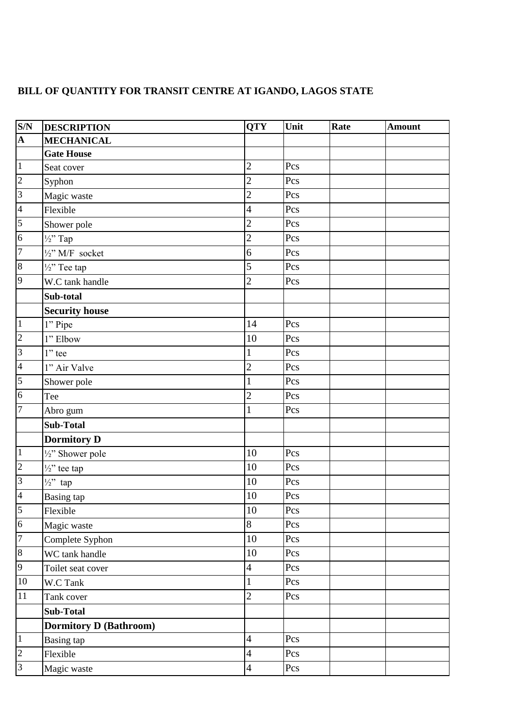# BILL OF QUANTITY FOR TRANSIT CENTRE AT IGANDO, LAGOS STATE

| S/N | DESCRIPTION | QTY | Unit | Rate | Amount |
|---|---|---|---|---|---|
| **A** | **MECHANICAL** | | | | |
| | **Gate House** | | | | |
| 1 | Seat cover | 2 | Pcs | | |
| 2 | Syphon | 2 | Pcs | | |
| 3 | Magic waste | 2 | Pcs | | |
| 4 | Flexible | 4 | Pcs | | |
| 5 | Shower pole | 2 | Pcs | | |
| 6 | ½" Tap | 2 | Pcs | | |
| 7 | ½" M/F socket | 6 | Pcs | | |
| 8 | ½" Tee tap | 5 | Pcs | | |
| 9 | W.C tank handle | 2 | Pcs | | |
| | **Sub-total** | | | | |
| | **Security house** | | | | |
| 1 | 1" Pipe | 14 | Pcs | | |
| 2 | 1" Elbow | 10 | Pcs | | |
| 3 | 1" tee | 1 | Pcs | | |
| 4 | 1" Air Valve | 2 | Pcs | | |
| 5 | Shower pole | 1 | Pcs | | |
| 6 | Tee | 2 | Pcs | | |
| 7 | Abro gum | 1 | Pcs | | |
| | **Sub-Total** | | | | |
| | **Dormitory D** | | | | |
| 1 | ½" Shower pole | 10 | Pcs | | |
| 2 | ½" tee tap | 10 | Pcs | | |
| 3 | ½" tap | 10 | Pcs | | |
| 4 | Basing tap | 10 | Pcs | | |
| 5 | Flexible | 10 | Pcs | | |
| 6 | Magic waste | 8 | Pcs | | |
| 7 | Complete Syphon | 10 | Pcs | | |
| 8 | WC tank handle | 10 | Pcs | | |
| 9 | Toilet seat cover | 4 | Pcs | | |
| 10 | W.C Tank | 1 | Pcs | | |
| 11 | Tank cover | 2 | Pcs | | |
| | **Sub-Total** | | | | |
| | **Dormitory D (Bathroom)** | | | | |
| 1 | Basing tap | 4 | Pcs | | |
| 2 | Flexible | 4 | Pcs | | |
| 3 | Magic waste | 4 | Pcs | | |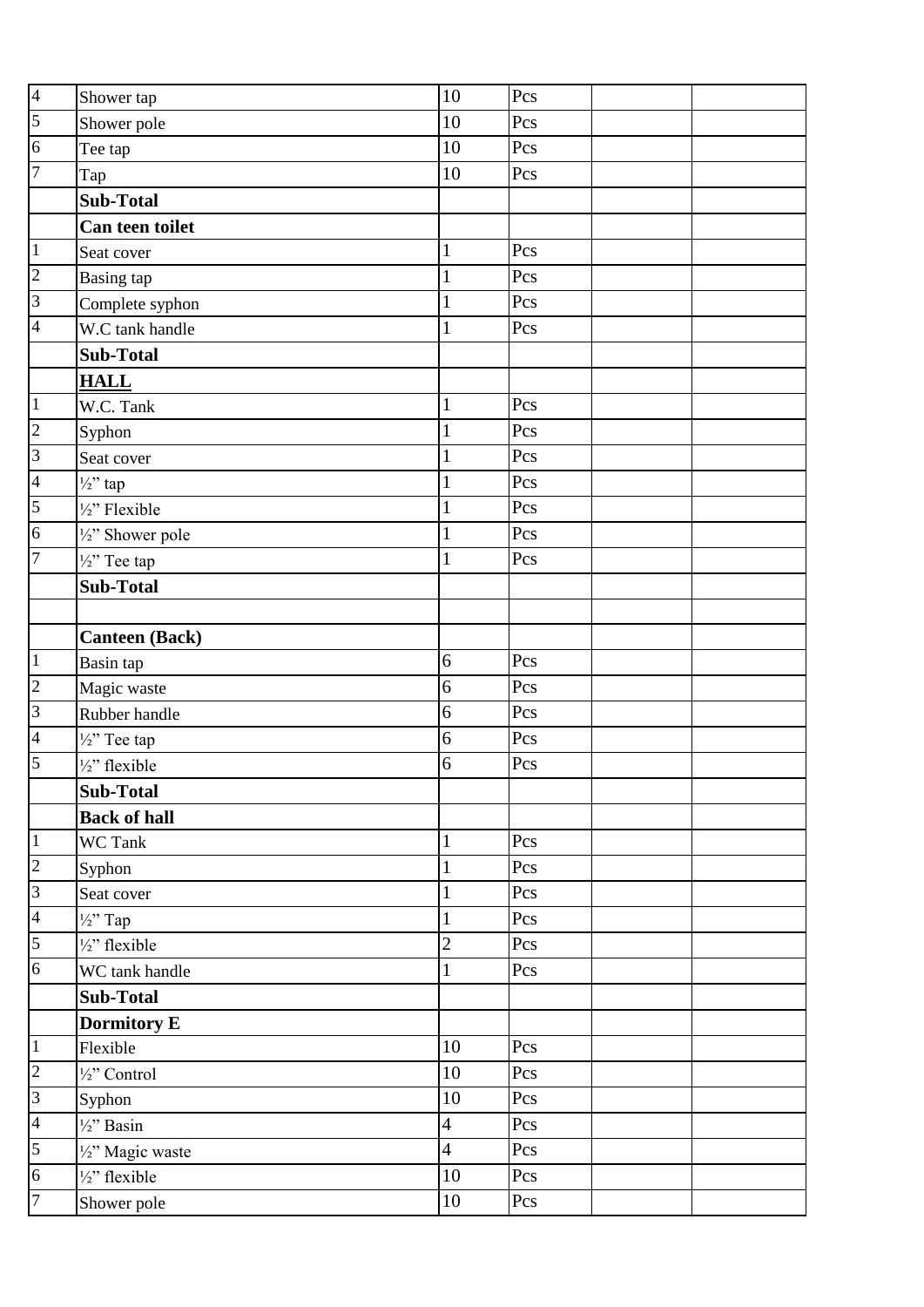| | | | | | |
|---|---|---|---|---|---|
| 4 | Shower tap | 10 | Pcs | | |
| 5 | Shower pole | 10 | Pcs | | |
| 6 | Tee tap | 10 | Pcs | | |
| 7 | Tap | 10 | Pcs | | |
| | **Sub-Total** | | | | |
| | **Can teen toilet** | | | | |
| 1 | Seat cover | 1 | Pcs | | |
| 2 | Basing tap | 1 | Pcs | | |
| 3 | Complete syphon | 1 | Pcs | | |
| 4 | W.C tank handle | 1 | Pcs | | |
| | **Sub-Total** | | | | |
| | **HALL** | | | | |
| 1 | W.C. Tank | 1 | Pcs | | |
| 2 | Syphon | 1 | Pcs | | |
| 3 | Seat cover | 1 | Pcs | | |
| 4 | ½" tap | 1 | Pcs | | |
| 5 | ½" Flexible | 1 | Pcs | | |
| 6 | ½" Shower pole | 1 | Pcs | | |
| 7 | ½" Tee tap | 1 | Pcs | | |
| | **Sub-Total** | | | | |
| | | | | | |
| | **Canteen (Back)** | | | | |
| 1 | Basin tap | 6 | Pcs | | |
| 2 | Magic waste | 6 | Pcs | | |
| 3 | Rubber handle | 6 | Pcs | | |
| 4 | ½" Tee tap | 6 | Pcs | | |
| 5 | ½" flexible | 6 | Pcs | | |
| | **Sub-Total** | | | | |
| | **Back of hall** | | | | |
| 1 | WC Tank | 1 | Pcs | | |
| 2 | Syphon | 1 | Pcs | | |
| 3 | Seat cover | 1 | Pcs | | |
| 4 | ½" Tap | 1 | Pcs | | |
| 5 | ½" flexible | 2 | Pcs | | |
| 6 | WC tank handle | 1 | Pcs | | |
| | **Sub-Total** | | | | |
| | **Dormitory E** | | | | |
| 1 | Flexible | 10 | Pcs | | |
| 2 | ½" Control | 10 | Pcs | | |
| 3 | Syphon | 10 | Pcs | | |
| 4 | ½" Basin | 4 | Pcs | | |
| 5 | ½" Magic waste | 4 | Pcs | | |
| 6 | ½" flexible | 10 | Pcs | | |
| 7 | Shower pole | 10 | Pcs | | |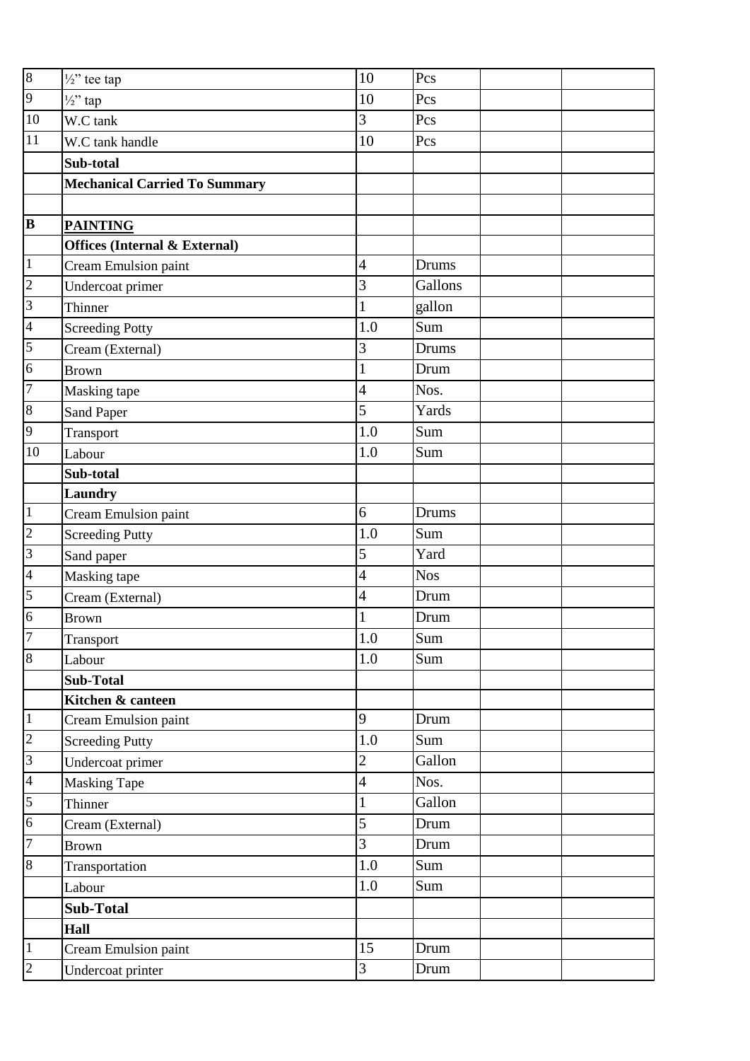| | | | | | |
|---|---|---|---|---|---|
| 8 | ½" tee tap | 10 | Pcs | | |
| 9 | ½" tap | 10 | Pcs | | |
| 10 | W.C tank | 3 | Pcs | | |
| 11 | W.C tank handle | 10 | Pcs | | |
| | **Sub-total** | | | | |
| | **Mechanical Carried To Summary** | | | | |
| | | | | | |
| **B** | **PAINTING** | | | | |
| | **Offices (Internal & External)** | | | | |
| 1 | Cream Emulsion paint | 4 | Drums | | |
| 2 | Undercoat primer | 3 | Gallons | | |
| 3 | Thinner | 1 | gallon | | |
| 4 | Screeding Potty | 1.0 | Sum | | |
| 5 | Cream (External) | 3 | Drums | | |
| 6 | Brown | 1 | Drum | | |
| 7 | Masking tape | 4 | Nos. | | |
| 8 | Sand Paper | 5 | Yards | | |
| 9 | Transport | 1.0 | Sum | | |
| 10 | Labour | 1.0 | Sum | | |
| | **Sub-total** | | | | |
| | **Laundry** | | | | |
| 1 | Cream Emulsion paint | 6 | Drums | | |
| 2 | Screeding Putty | 1.0 | Sum | | |
| 3 | Sand paper | 5 | Yard | | |
| 4 | Masking tape | 4 | Nos | | |
| 5 | Cream (External) | 4 | Drum | | |
| 6 | Brown | 1 | Drum | | |
| 7 | Transport | 1.0 | Sum | | |
| 8 | Labour | 1.0 | Sum | | |
| | **Sub-Total** | | | | |
| | **Kitchen & canteen** | | | | |
| 1 | Cream Emulsion paint | 9 | Drum | | |
| 2 | Screeding Putty | 1.0 | Sum | | |
| 3 | Undercoat primer | 2 | Gallon | | |
| 4 | Masking Tape | 4 | Nos. | | |
| 5 | Thinner | 1 | Gallon | | |
| 6 | Cream (External) | 5 | Drum | | |
| 7 | Brown | 3 | Drum | | |
| 8 | Transportation | 1.0 | Sum | | |
| | Labour | 1.0 | Sum | | |
| | **Sub-Total** | | | | |
| | **Hall** | | | | |
| 1 | Cream Emulsion paint | 15 | Drum | | |
| 2 | Undercoat printer | 3 | Drum | | |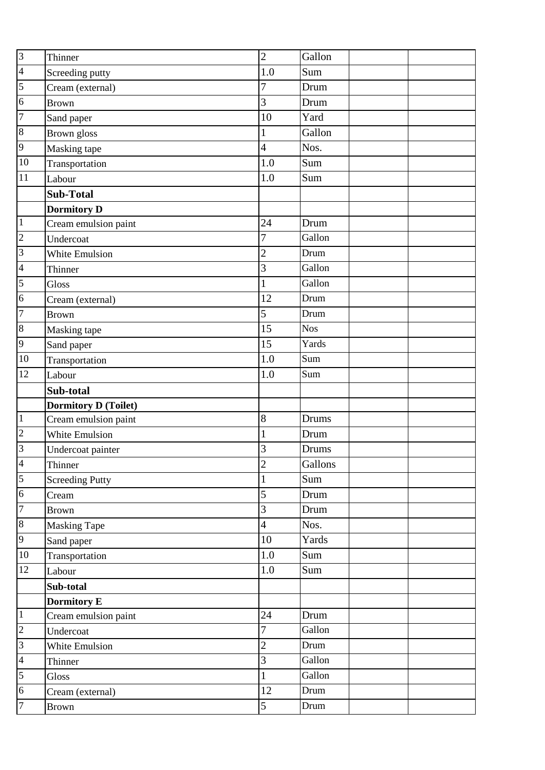| | | | | | |
|---|---|---|---|---|---|
| 3 | Thinner | 2 | Gallon | | |
| 4 | Screeding putty | 1.0 | Sum | | |
| 5 | Cream (external) | 7 | Drum | | |
| 6 | Brown | 3 | Drum | | |
| 7 | Sand paper | 10 | Yard | | |
| 8 | Brown gloss | 1 | Gallon | | |
| 9 | Masking tape | 4 | Nos. | | |
| 10 | Transportation | 1.0 | Sum | | |
| 11 | Labour | 1.0 | Sum | | |
| | **Sub-Total** | | | | |
| | **Dormitory D** | | | | |
| 1 | Cream emulsion paint | 24 | Drum | | |
| 2 | Undercoat | 7 | Gallon | | |
| 3 | White Emulsion | 2 | Drum | | |
| 4 | Thinner | 3 | Gallon | | |
| 5 | Gloss | 1 | Gallon | | |
| 6 | Cream (external) | 12 | Drum | | |
| 7 | Brown | 5 | Drum | | |
| 8 | Masking tape | 15 | Nos | | |
| 9 | Sand paper | 15 | Yards | | |
| 10 | Transportation | 1.0 | Sum | | |
| 12 | Labour | 1.0 | Sum | | |
| | **Sub-total** | | | | |
| | **Dormitory D (Toilet)** | | | | |
| 1 | Cream emulsion paint | 8 | Drums | | |
| 2 | White Emulsion | 1 | Drum | | |
| 3 | Undercoat painter | 3 | Drums | | |
| 4 | Thinner | 2 | Gallons | | |
| 5 | Screeding Putty | 1 | Sum | | |
| 6 | Cream | 5 | Drum | | |
| 7 | Brown | 3 | Drum | | |
| 8 | Masking Tape | 4 | Nos. | | |
| 9 | Sand paper | 10 | Yards | | |
| 10 | Transportation | 1.0 | Sum | | |
| 12 | Labour | 1.0 | Sum | | |
| | **Sub-total** | | | | |
| | **Dormitory E** | | | | |
| 1 | Cream emulsion paint | 24 | Drum | | |
| 2 | Undercoat | 7 | Gallon | | |
| 3 | White Emulsion | 2 | Drum | | |
| 4 | Thinner | 3 | Gallon | | |
| 5 | Gloss | 1 | Gallon | | |
| 6 | Cream (external) | 12 | Drum | | |
| 7 | Brown | 5 | Drum | | |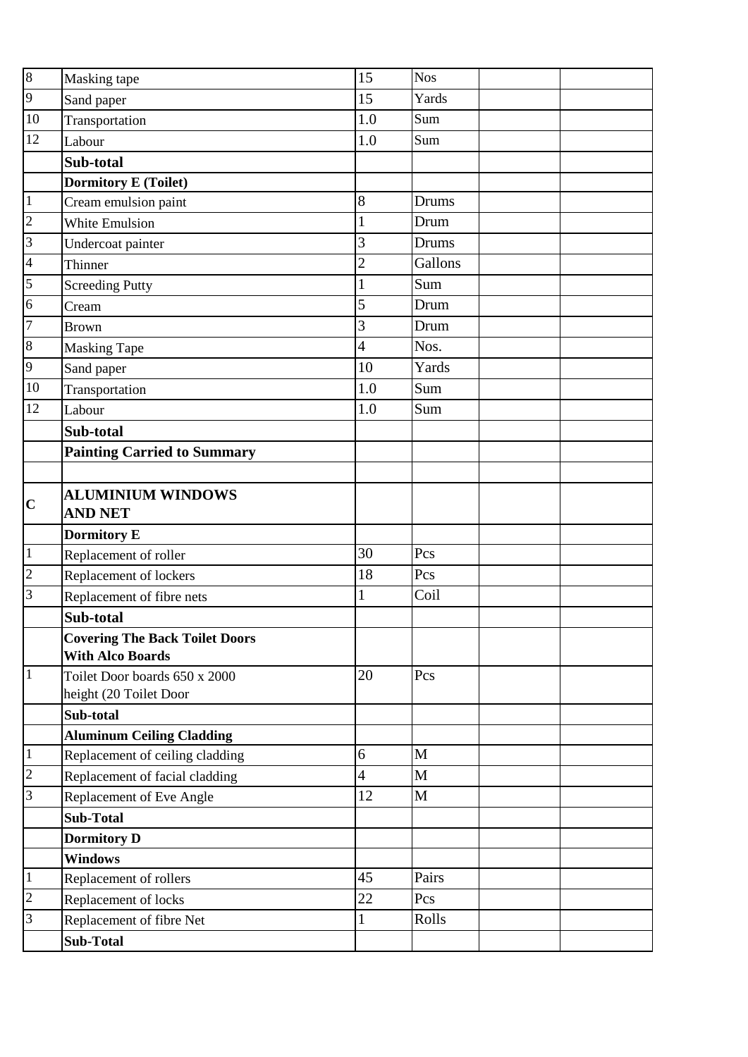| | | | | | |
|---|---|---|---|---|---|
| 8 | Masking tape | 15 | Nos | | |
| 9 | Sand paper | 15 | Yards | | |
| 10 | Transportation | 1.0 | Sum | | |
| 12 | Labour | 1.0 | Sum | | |
| | **Sub-total** | | | | |
| | **Dormitory E (Toilet)** | | | | |
| 1 | Cream emulsion paint | 8 | Drums | | |
| 2 | White Emulsion | 1 | Drum | | |
| 3 | Undercoat painter | 3 | Drums | | |
| 4 | Thinner | 2 | Gallons | | |
| 5 | Screeding Putty | 1 | Sum | | |
| 6 | Cream | 5 | Drum | | |
| 7 | Brown | 3 | Drum | | |
| 8 | Masking Tape | 4 | Nos. | | |
| 9 | Sand paper | 10 | Yards | | |
| 10 | Transportation | 1.0 | Sum | | |
| 12 | Labour | 1.0 | Sum | | |
| | **Sub-total** | | | | |
| | **Painting Carried to Summary** | | | | |
| | | | | | |
| **C** | **ALUMINIUM WINDOWS AND NET** | | | | |
| | **Dormitory E** | | | | |
| 1 | Replacement of roller | 30 | Pcs | | |
| 2 | Replacement of lockers | 18 | Pcs | | |
| 3 | Replacement of fibre nets | 1 | Coil | | |
| | **Sub-total** | | | | |
| | **Covering The Back Toilet Doors With Alco Boards** | | | | |
| 1 | Toilet Door boards 650 x 2000 height (20 Toilet Door | 20 | Pcs | | |
| | **Sub-total** | | | | |
| | **Aluminum Ceiling Cladding** | | | | |
| 1 | Replacement of ceiling cladding | 6 | M | | |
| 2 | Replacement of facial cladding | 4 | M | | |
| 3 | Replacement of Eve Angle | 12 | M | | |
| | **Sub-Total** | | | | |
| | **Dormitory D** | | | | |
| | **Windows** | | | | |
| 1 | Replacement of rollers | 45 | Pairs | | |
| 2 | Replacement of locks | 22 | Pcs | | |
| 3 | Replacement of fibre Net | 1 | Rolls | | |
| | **Sub-Total** | | | | |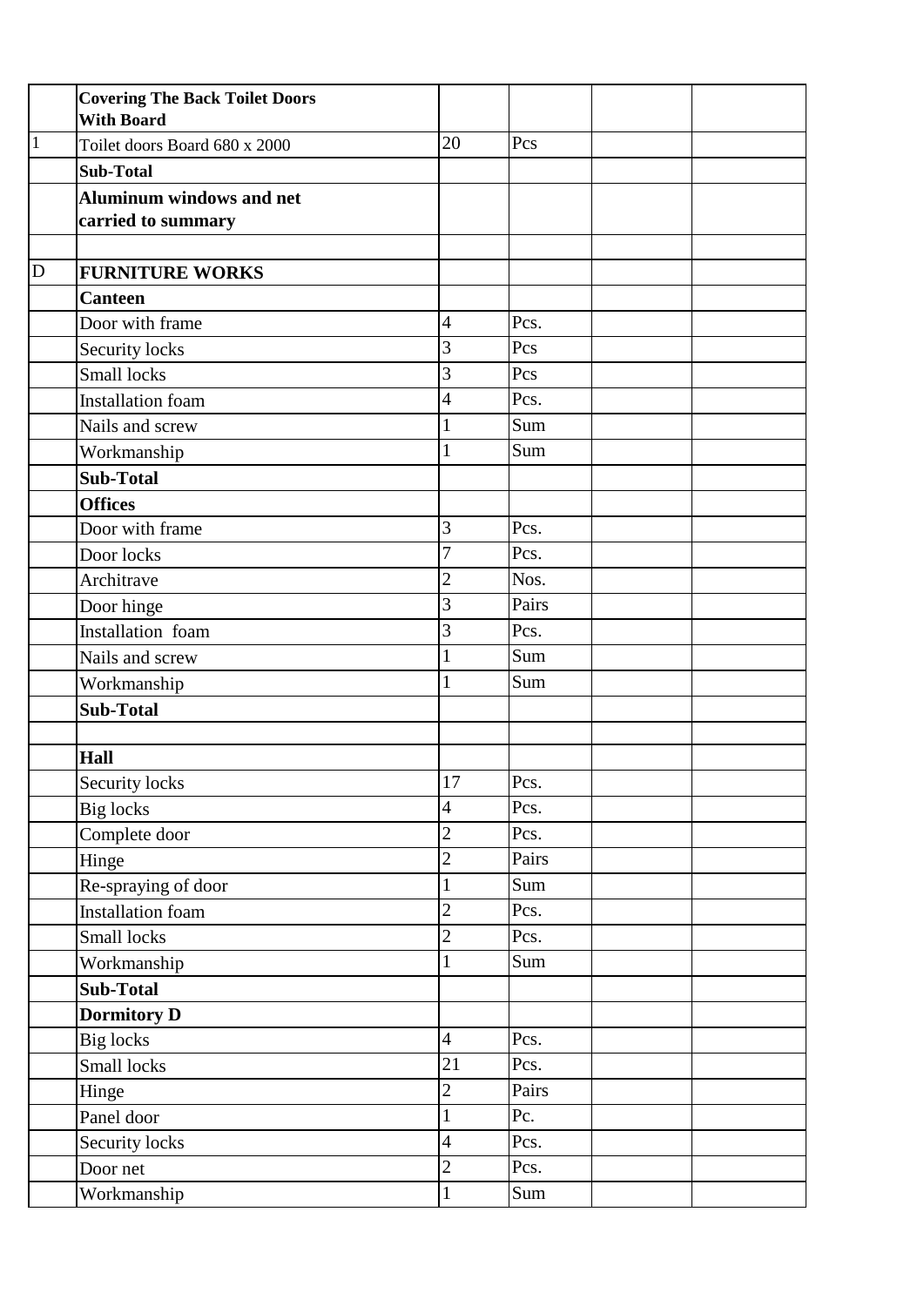|  |  |  |  |  |  |
|---|---|---|---|---|---|
|  | **Covering The Back Toilet Doors With Board** |  |  |  |  |
| 1 | Toilet doors Board 680 x 2000 | 20 | Pcs |  |  |
|  | **Sub-Total** |  |  |  |  |
|  | **Aluminum windows and net carried to summary** |  |  |  |  |
|  |  |  |  |  |  |
| D | **FURNITURE WORKS** |  |  |  |  |
|  | **Canteen** |  |  |  |  |
|  | Door with frame | 4 | Pcs. |  |  |
|  | Security locks | 3 | Pcs |  |  |
|  | Small locks | 3 | Pcs |  |  |
|  | Installation foam | 4 | Pcs. |  |  |
|  | Nails and screw | 1 | Sum |  |  |
|  | Workmanship | 1 | Sum |  |  |
|  | **Sub-Total** |  |  |  |  |
|  | **Offices** |  |  |  |  |
|  | Door with frame | 3 | Pcs. |  |  |
|  | Door locks | 7 | Pcs. |  |  |
|  | Architrave | 2 | Nos. |  |  |
|  | Door hinge | 3 | Pairs |  |  |
|  | Installation foam | 3 | Pcs. |  |  |
|  | Nails and screw | 1 | Sum |  |  |
|  | Workmanship | 1 | Sum |  |  |
|  | **Sub-Total** |  |  |  |  |
|  |  |  |  |  |  |
|  | **Hall** |  |  |  |  |
|  | Security locks | 17 | Pcs. |  |  |
|  | Big locks | 4 | Pcs. |  |  |
|  | Complete door | 2 | Pcs. |  |  |
|  | Hinge | 2 | Pairs |  |  |
|  | Re-spraying of door | 1 | Sum |  |  |
|  | Installation foam | 2 | Pcs. |  |  |
|  | Small locks | 2 | Pcs. |  |  |
|  | Workmanship | 1 | Sum |  |  |
|  | **Sub-Total** |  |  |  |  |
|  | **Dormitory D** |  |  |  |  |
|  | Big locks | 4 | Pcs. |  |  |
|  | Small locks | 21 | Pcs. |  |  |
|  | Hinge | 2 | Pairs |  |  |
|  | Panel door | 1 | Pc. |  |  |
|  | Security locks | 4 | Pcs. |  |  |
|  | Door net | 2 | Pcs. |  |  |
|  | Workmanship | 1 | Sum |  |  |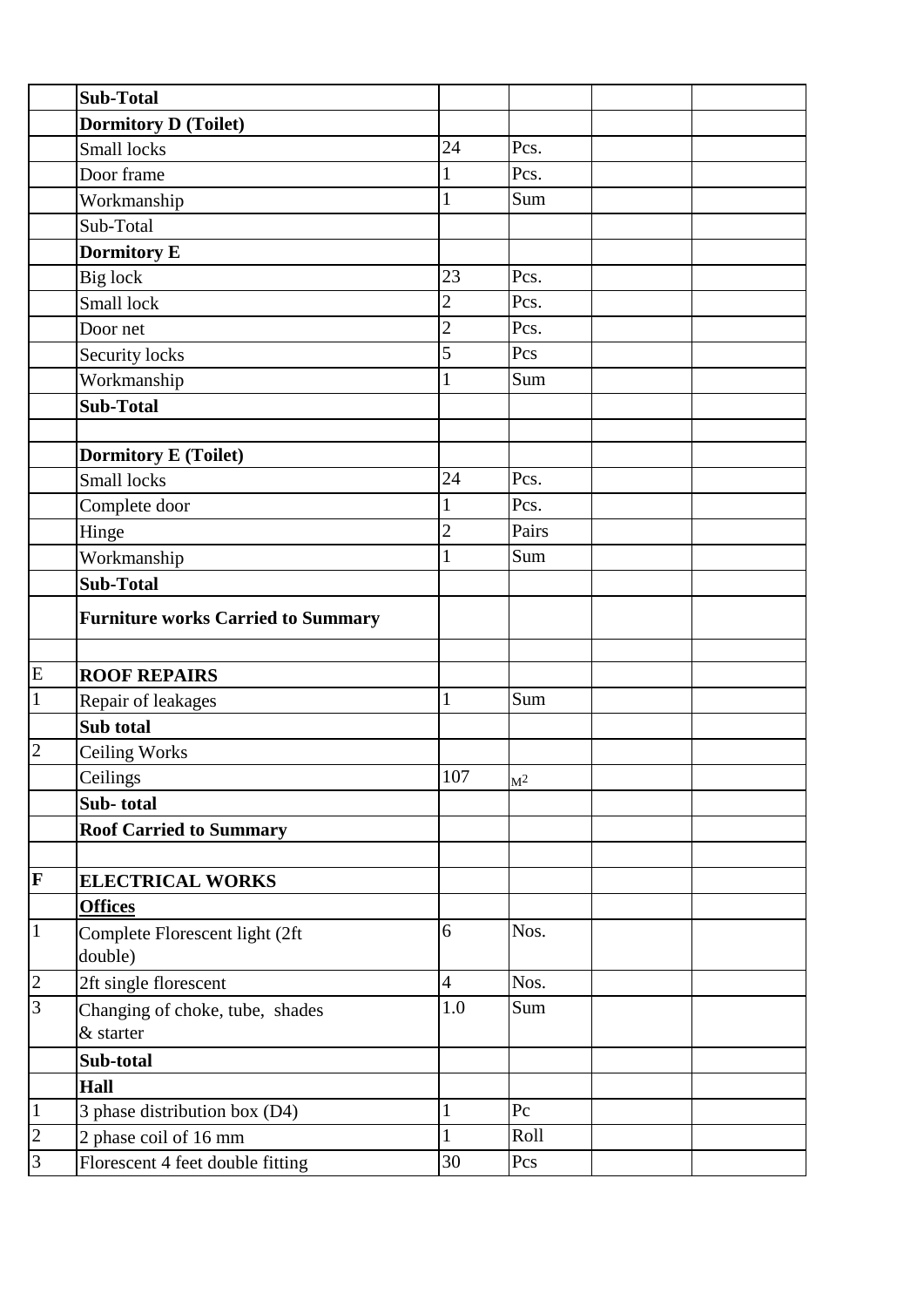| | | | | | |
|---|---|---|---|---|---|
| | **Sub-Total** | | | | |
| | **Dormitory D (Toilet)** | | | | |
| | Small locks | 24 | Pcs. | | |
| | Door frame | 1 | Pcs. | | |
| | Workmanship | 1 | Sum | | |
| | Sub-Total | | | | |
| | **Dormitory E** | | | | |
| | Big lock | 23 | Pcs. | | |
| | Small lock | 2 | Pcs. | | |
| | Door net | 2 | Pcs. | | |
| | Security locks | 5 | Pcs | | |
| | Workmanship | 1 | Sum | | |
| | **Sub-Total** | | | | |
| | | | | | |
| | **Dormitory E (Toilet)** | | | | |
| | Small locks | 24 | Pcs. | | |
| | Complete door | 1 | Pcs. | | |
| | Hinge | 2 | Pairs | | |
| | Workmanship | 1 | Sum | | |
| | **Sub-Total** | | | | |
| | **Furniture works Carried to Summary** | | | | |
| | | | | | |
| E | **ROOF REPAIRS** | | | | |
| 1 | Repair of leakages | 1 | Sum | | |
| | **Sub total** | | | | |
| 2 | Ceiling Works | | | | |
| | Ceilings | 107 | $M^2$ | | |
| | **Sub- total** | | | | |
| | **Roof Carried to Summary** | | | | |
| | | | | | |
| **F** | **ELECTRICAL WORKS** | | | | |
| | **Offices** | | | | |
| 1 | Complete Florescent light (2ft double) | 6 | Nos. | | |
| 2 | 2ft single florescent | 4 | Nos. | | |
| 3 | Changing of choke, tube, shades & starter | 1.0 | Sum | | |
| | **Sub-total** | | | | |
| | **Hall** | | | | |
| 1 | 3 phase distribution box (D4) | 1 | Pc | | |
| 2 | 2 phase coil of 16 mm | 1 | Roll | | |
| 3 | Florescent 4 feet double fitting | 30 | Pcs | | |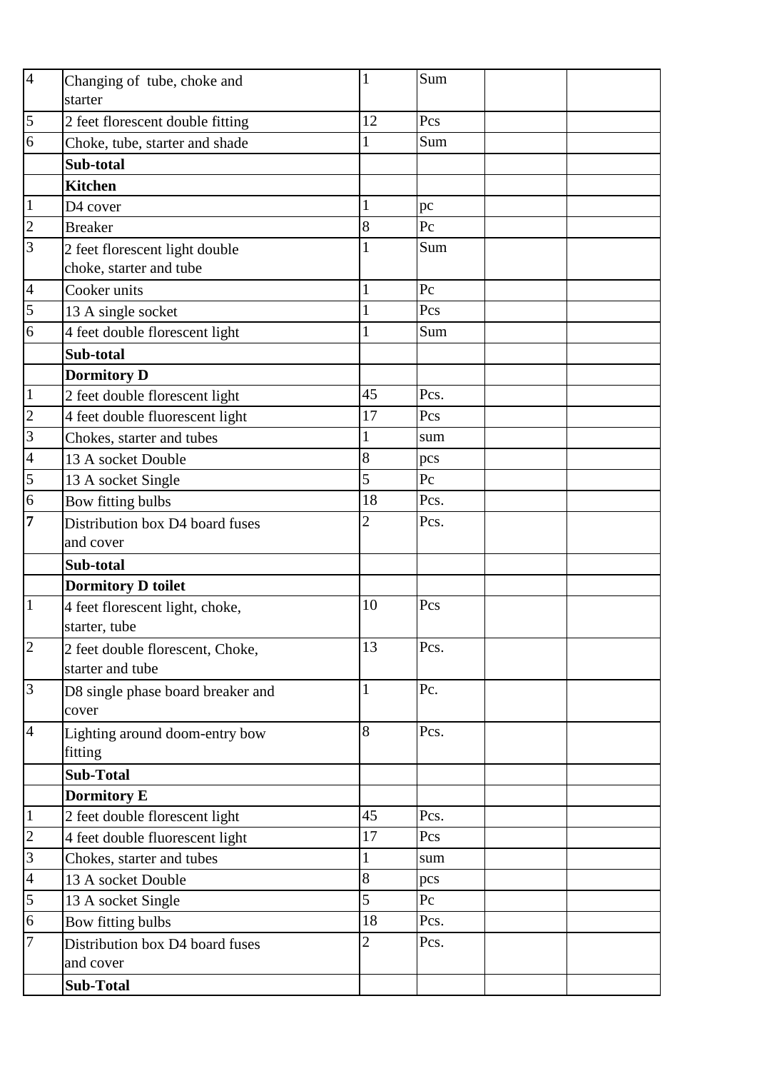| | | | | | |
|---|---|---|---|---|---|
| 4 | Changing of tube, choke and starter | 1 | Sum | | |
| 5 | 2 feet florescent double fitting | 12 | Pcs | | |
| 6 | Choke, tube, starter and shade | 1 | Sum | | |
| | **Sub-total** | | | | |
| | **Kitchen** | | | | |
| 1 | D4 cover | 1 | pc | | |
| 2 | Breaker | 8 | Pc | | |
| 3 | 2 feet florescent light double choke, starter and tube | 1 | Sum | | |
| 4 | Cooker units | 1 | Pc | | |
| 5 | 13 A single socket | 1 | Pcs | | |
| 6 | 4 feet double florescent light | 1 | Sum | | |
| | **Sub-total** | | | | |
| | **Dormitory D** | | | | |
| 1 | 2 feet double florescent light | 45 | Pcs. | | |
| 2 | 4 feet double fluorescent light | 17 | Pcs | | |
| 3 | Chokes, starter and tubes | 1 | sum | | |
| 4 | 13 A socket Double | 8 | pcs | | |
| 5 | 13 A socket Single | 5 | Pc | | |
| 6 | Bow fitting bulbs | 18 | Pcs. | | |
| **7** | Distribution box D4 board fuses and cover | 2 | Pcs. | | |
| | **Sub-total** | | | | |
| | **Dormitory D toilet** | | | | |
| 1 | 4 feet florescent light, choke, starter, tube | 10 | Pcs | | |
| 2 | 2 feet double florescent, Choke, starter and tube | 13 | Pcs. | | |
| 3 | D8 single phase board breaker and cover | 1 | Pc. | | |
| 4 | Lighting around doom-entry bow fitting | 8 | Pcs. | | |
| | **Sub-Total** | | | | |
| | **Dormitory E** | | | | |
| 1 | 2 feet double florescent light | 45 | Pcs. | | |
| 2 | 4 feet double fluorescent light | 17 | Pcs | | |
| 3 | Chokes, starter and tubes | 1 | sum | | |
| 4 | 13 A socket Double | 8 | pcs | | |
| 5 | 13 A socket Single | 5 | Pc | | |
| 6 | Bow fitting bulbs | 18 | Pcs. | | |
| 7 | Distribution box D4 board fuses and cover | 2 | Pcs. | | |
| | **Sub-Total** | | | | |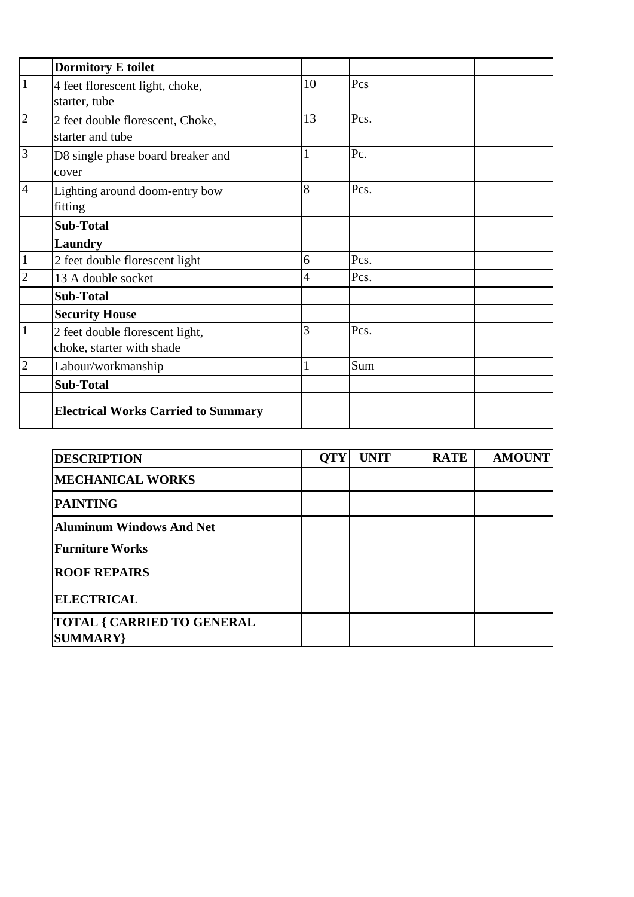| | | | | | |
|---|---|---|---|---|---|
| | **Dormitory E toilet** | | | | |
| 1 | 4 feet florescent light, choke, starter, tube | 10 | Pcs | | |
| 2 | 2 feet double florescent, Choke, starter and tube | 13 | Pcs. | | |
| 3 | D8 single phase board breaker and cover | 1 | Pc. | | |
| 4 | Lighting around doom-entry bow fitting | 8 | Pcs. | | |
| | **Sub-Total** | | | | |
| | **Laundry** | | | | |
| 1 | 2 feet double florescent light | 6 | Pcs. | | |
| 2 | 13 A double socket | 4 | Pcs. | | |
| | **Sub-Total** | | | | |
| | **Security House** | | | | |
| 1 | 2 feet double florescent light, choke, starter with shade | 3 | Pcs. | | |
| 2 | Labour/workmanship | 1 | Sum | | |
| | **Sub-Total** | | | | |
| | **Electrical Works Carried to Summary** | | | | |

| **DESCRIPTION** | **QTY** | **UNIT** | **RATE** | **AMOUNT** |
|---|---|---|---|---|
| **MECHANICAL WORKS** | | | | |
| **PAINTING** | | | | |
| **Aluminum Windows And Net** | | | | |
| **Furniture Works** | | | | |
| **ROOF REPAIRS** | | | | |
| **ELECTRICAL** | | | | |
| **TOTAL { CARRIED TO GENERAL SUMMARY}** | | | | |